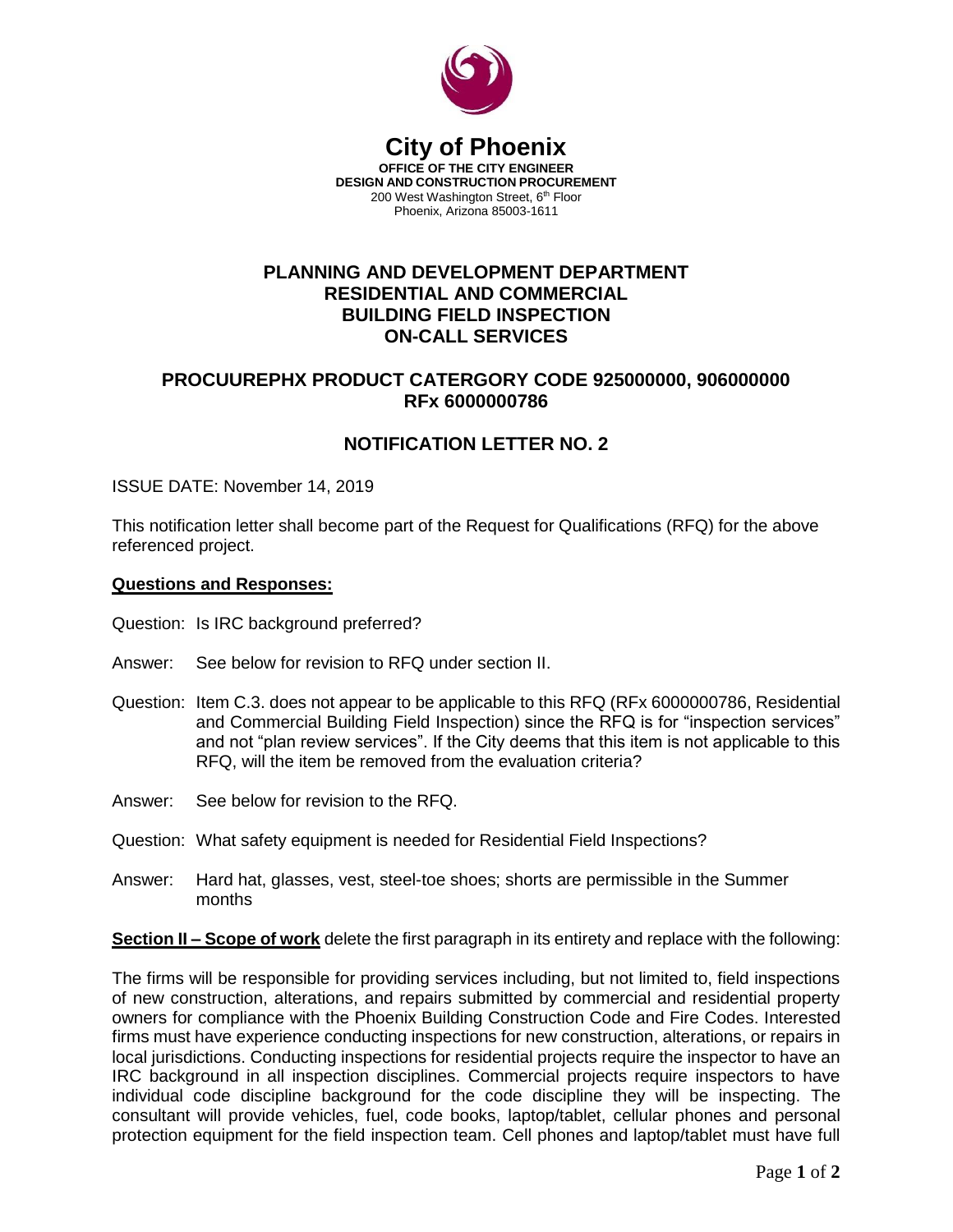# City of Phoenix

**OFFICE OF THE CITY ENGINEER**
**DESIGN AND CONSTRUCTION PROCUREMENT**
200 West Washington Street, 6th Floor
Phoenix, Arizona 85003-1611

## PLANNING AND DEVELOPMENT DEPARTMENT RESIDENTIAL AND COMMERCIAL BUILDING FIELD INSPECTION ON-CALL SERVICES

## PROCUUREPHX PRODUCT CATERGORY CODE 925000000, 906000000 RFx 6000000786

## NOTIFICATION LETTER NO. 2

ISSUE DATE: November 14, 2019

This notification letter shall become part of the Request for Qualifications (RFQ) for the above referenced project.

**Questions and Responses:**

Question: Is IRC background preferred?

Answer: See below for revision to RFQ under section II.

Question: Item C.3. does not appear to be applicable to this RFQ (RFx 6000000786, Residential and Commercial Building Field Inspection) since the RFQ is for "inspection services" and not "plan review services". If the City deems that this item is not applicable to this RFQ, will the item be removed from the evaluation criteria?

Answer: See below for revision to the RFQ.

Question: What safety equipment is needed for Residential Field Inspections?

Answer: Hard hat, glasses, vest, steel-toe shoes; shorts are permissible in the Summer months

**Section II – Scope of work** delete the first paragraph in its entirety and replace with the following:

The firms will be responsible for providing services including, but not limited to, field inspections of new construction, alterations, and repairs submitted by commercial and residential property owners for compliance with the Phoenix Building Construction Code and Fire Codes. Interested firms must have experience conducting inspections for new construction, alterations, or repairs in local jurisdictions. Conducting inspections for residential projects require the inspector to have an IRC background in all inspection disciplines. Commercial projects require inspectors to have individual code discipline background for the code discipline they will be inspecting. The consultant will provide vehicles, fuel, code books, laptop/tablet, cellular phones and personal protection equipment for the field inspection team. Cell phones and laptop/tablet must have full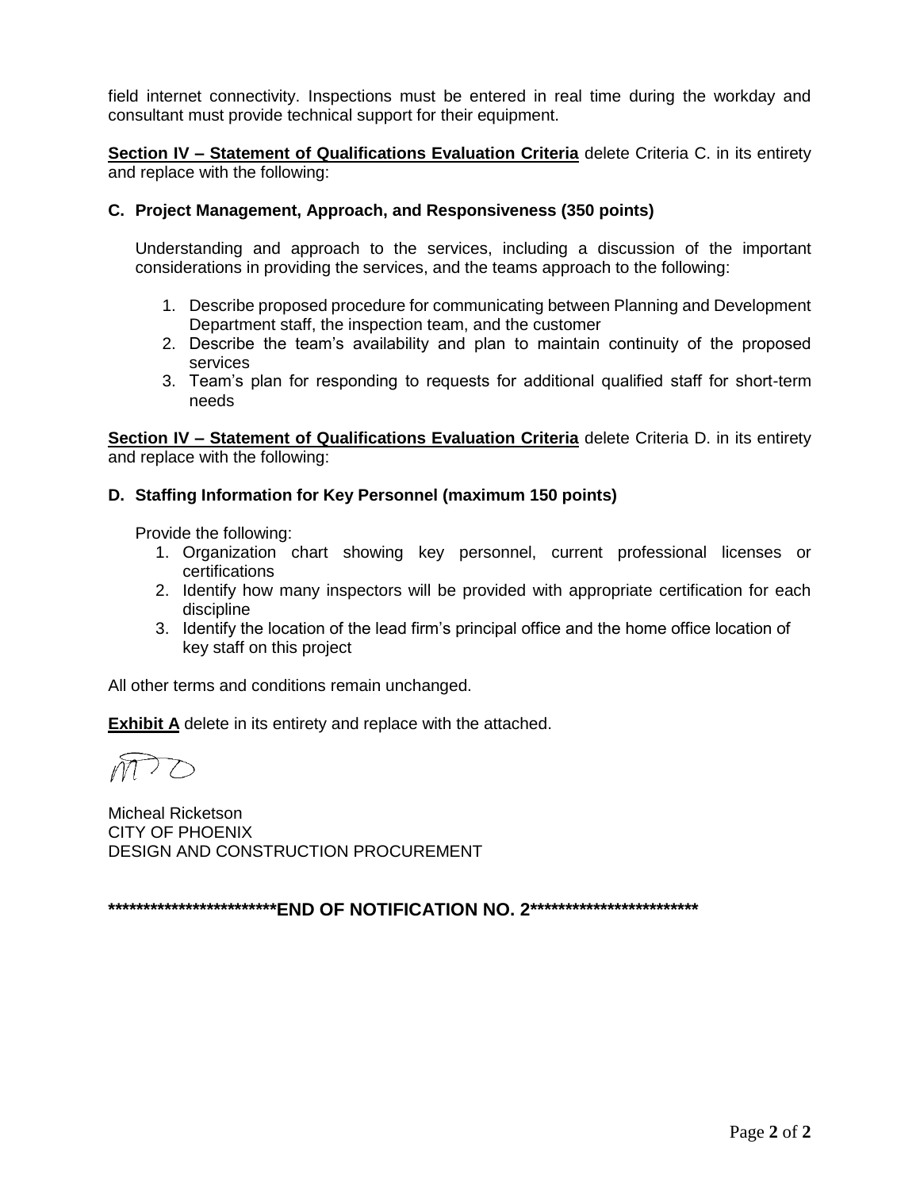field internet connectivity. Inspections must be entered in real time during the workday and consultant must provide technical support for their equipment.

**Section IV – Statement of Qualifications Evaluation Criteria** delete Criteria C. in its entirety and replace with the following:

**C. Project Management, Approach, and Responsiveness (350 points)**

Understanding and approach to the services, including a discussion of the important considerations in providing the services, and the teams approach to the following:

1. Describe proposed procedure for communicating between Planning and Development Department staff, the inspection team, and the customer
2. Describe the team's availability and plan to maintain continuity of the proposed services
3. Team's plan for responding to requests for additional qualified staff for short-term needs

**Section IV – Statement of Qualifications Evaluation Criteria** delete Criteria D. in its entirety and replace with the following:

**D. Staffing Information for Key Personnel (maximum 150 points)**

Provide the following:

1. Organization chart showing key personnel, current professional licenses or certifications
2. Identify how many inspectors will be provided with appropriate certification for each discipline
3. Identify the location of the lead firm's principal office and the home office location of key staff on this project

All other terms and conditions remain unchanged.

**Exhibit A** delete in its entirety and replace with the attached.

Micheal Ricketson
CITY OF PHOENIX
DESIGN AND CONSTRUCTION PROCUREMENT

**************************END OF NOTIFICATION NO. 2**************************